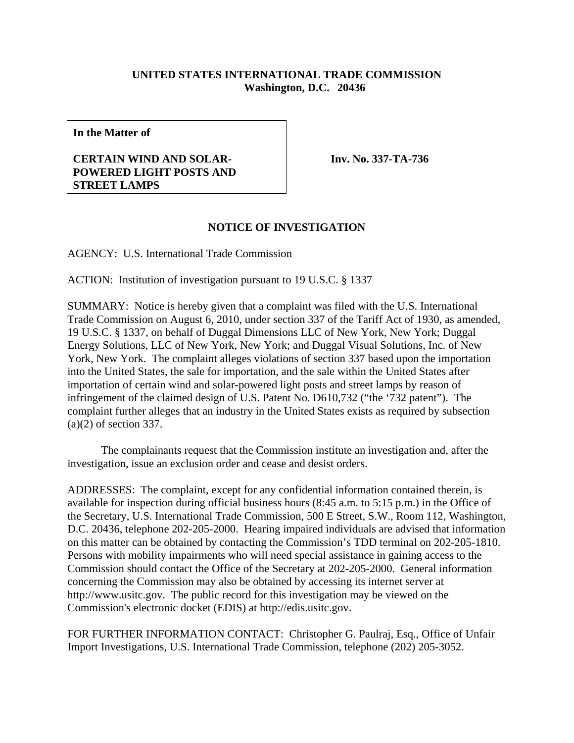**UNITED STATES INTERNATIONAL TRADE COMMISSION**
**Washington, D.C. 20436**

**In the Matter of**

**CERTAIN WIND AND SOLAR-POWERED LIGHT POSTS AND STREET LAMPS**

**Inv. No. 337-TA-736**

## NOTICE OF INVESTIGATION

AGENCY: U.S. International Trade Commission

ACTION: Institution of investigation pursuant to 19 U.S.C. § 1337

SUMMARY: Notice is hereby given that a complaint was filed with the U.S. International Trade Commission on August 6, 2010, under section 337 of the Tariff Act of 1930, as amended, 19 U.S.C. § 1337, on behalf of Duggal Dimensions LLC of New York, New York; Duggal Energy Solutions, LLC of New York, New York; and Duggal Visual Solutions, Inc. of New York, New York. The complaint alleges violations of section 337 based upon the importation into the United States, the sale for importation, and the sale within the United States after importation of certain wind and solar-powered light posts and street lamps by reason of infringement of the claimed design of U.S. Patent No. D610,732 ("the '732 patent"). The complaint further alleges that an industry in the United States exists as required by subsection (a)(2) of section 337.

The complainants request that the Commission institute an investigation and, after the investigation, issue an exclusion order and cease and desist orders.

ADDRESSES: The complaint, except for any confidential information contained therein, is available for inspection during official business hours (8:45 a.m. to 5:15 p.m.) in the Office of the Secretary, U.S. International Trade Commission, 500 E Street, S.W., Room 112, Washington, D.C. 20436, telephone 202-205-2000. Hearing impaired individuals are advised that information on this matter can be obtained by contacting the Commission's TDD terminal on 202-205-1810. Persons with mobility impairments who will need special assistance in gaining access to the Commission should contact the Office of the Secretary at 202-205-2000. General information concerning the Commission may also be obtained by accessing its internet server at http://www.usitc.gov. The public record for this investigation may be viewed on the Commission's electronic docket (EDIS) at http://edis.usitc.gov.

FOR FURTHER INFORMATION CONTACT: Christopher G. Paulraj, Esq., Office of Unfair Import Investigations, U.S. International Trade Commission, telephone (202) 205-3052.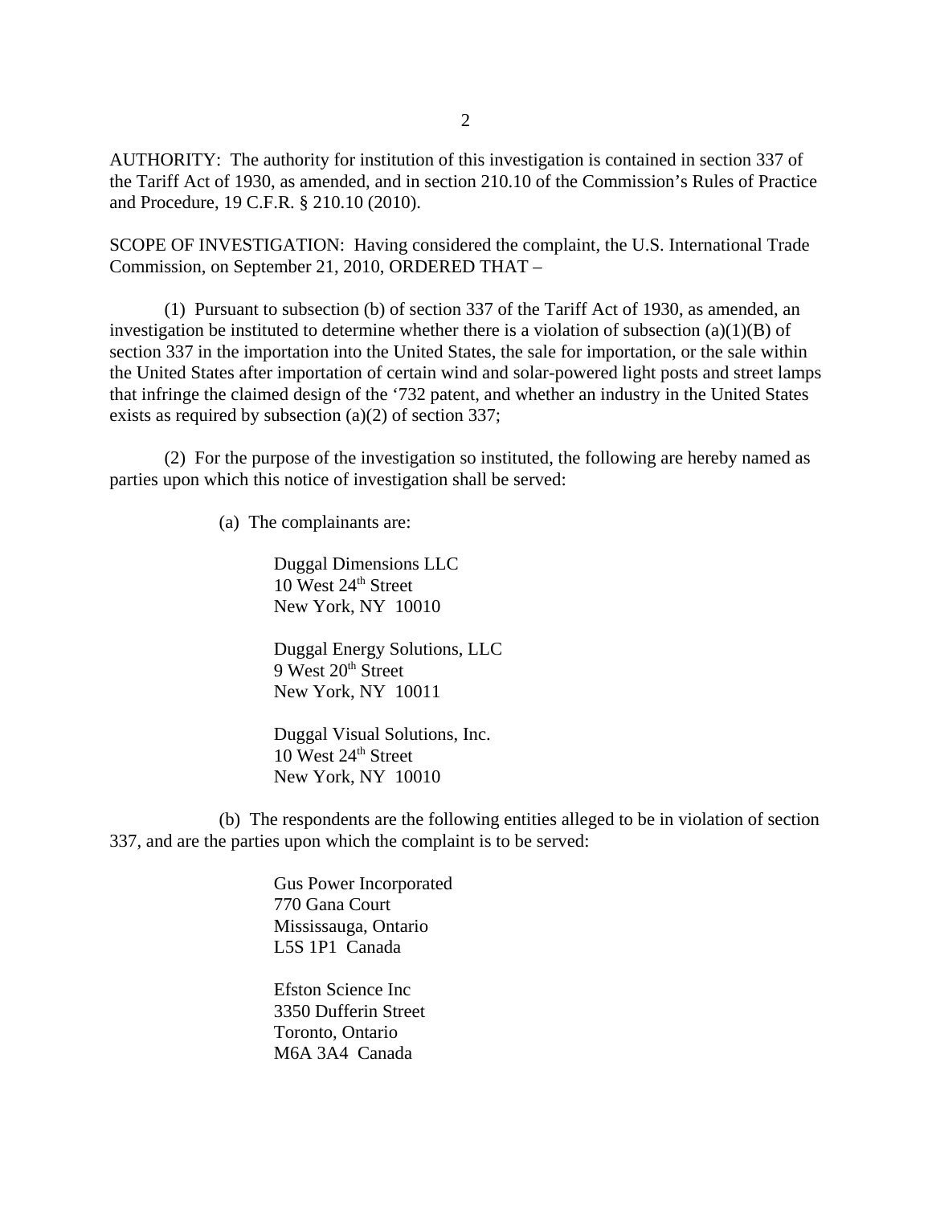AUTHORITY: The authority for institution of this investigation is contained in section 337 of the Tariff Act of 1930, as amended, and in section 210.10 of the Commission's Rules of Practice and Procedure, 19 C.F.R. § 210.10 (2010).

SCOPE OF INVESTIGATION: Having considered the complaint, the U.S. International Trade Commission, on September 21, 2010, ORDERED THAT –

(1) Pursuant to subsection (b) of section 337 of the Tariff Act of 1930, as amended, an investigation be instituted to determine whether there is a violation of subsection (a)(1)(B) of section 337 in the importation into the United States, the sale for importation, or the sale within the United States after importation of certain wind and solar-powered light posts and street lamps that infringe the claimed design of the '732 patent, and whether an industry in the United States exists as required by subsection (a)(2) of section 337;

(2) For the purpose of the investigation so instituted, the following are hereby named as parties upon which this notice of investigation shall be served:

(a) The complainants are:

Duggal Dimensions LLC
10 West 24th Street
New York, NY 10010

Duggal Energy Solutions, LLC
9 West 20th Street
New York, NY 10011

Duggal Visual Solutions, Inc.
10 West 24th Street
New York, NY 10010

(b) The respondents are the following entities alleged to be in violation of section 337, and are the parties upon which the complaint is to be served:

Gus Power Incorporated
770 Gana Court
Mississauga, Ontario
L5S 1P1 Canada

Efston Science Inc
3350 Dufferin Street
Toronto, Ontario
M6A 3A4 Canada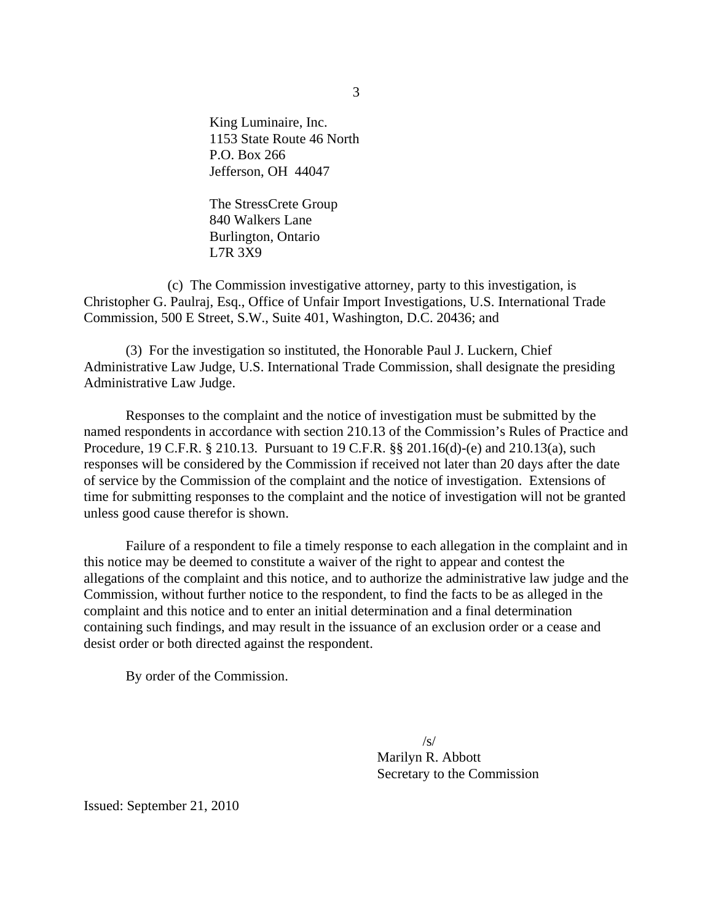King Luminaire, Inc.
1153 State Route 46 North
P.O. Box 266
Jefferson, OH 44047

The StressCrete Group
840 Walkers Lane
Burlington, Ontario
L7R 3X9

(c) The Commission investigative attorney, party to this investigation, is Christopher G. Paulraj, Esq., Office of Unfair Import Investigations, U.S. International Trade Commission, 500 E Street, S.W., Suite 401, Washington, D.C. 20436; and

(3) For the investigation so instituted, the Honorable Paul J. Luckern, Chief Administrative Law Judge, U.S. International Trade Commission, shall designate the presiding Administrative Law Judge.

Responses to the complaint and the notice of investigation must be submitted by the named respondents in accordance with section 210.13 of the Commission's Rules of Practice and Procedure, 19 C.F.R. § 210.13. Pursuant to 19 C.F.R. §§ 201.16(d)-(e) and 210.13(a), such responses will be considered by the Commission if received not later than 20 days after the date of service by the Commission of the complaint and the notice of investigation. Extensions of time for submitting responses to the complaint and the notice of investigation will not be granted unless good cause therefor is shown.

Failure of a respondent to file a timely response to each allegation in the complaint and in this notice may be deemed to constitute a waiver of the right to appear and contest the allegations of the complaint and this notice, and to authorize the administrative law judge and the Commission, without further notice to the respondent, to find the facts to be as alleged in the complaint and this notice and to enter an initial determination and a final determination containing such findings, and may result in the issuance of an exclusion order or a cease and desist order or both directed against the respondent.

By order of the Commission.

/s/
Marilyn R. Abbott
Secretary to the Commission

Issued: September 21, 2010